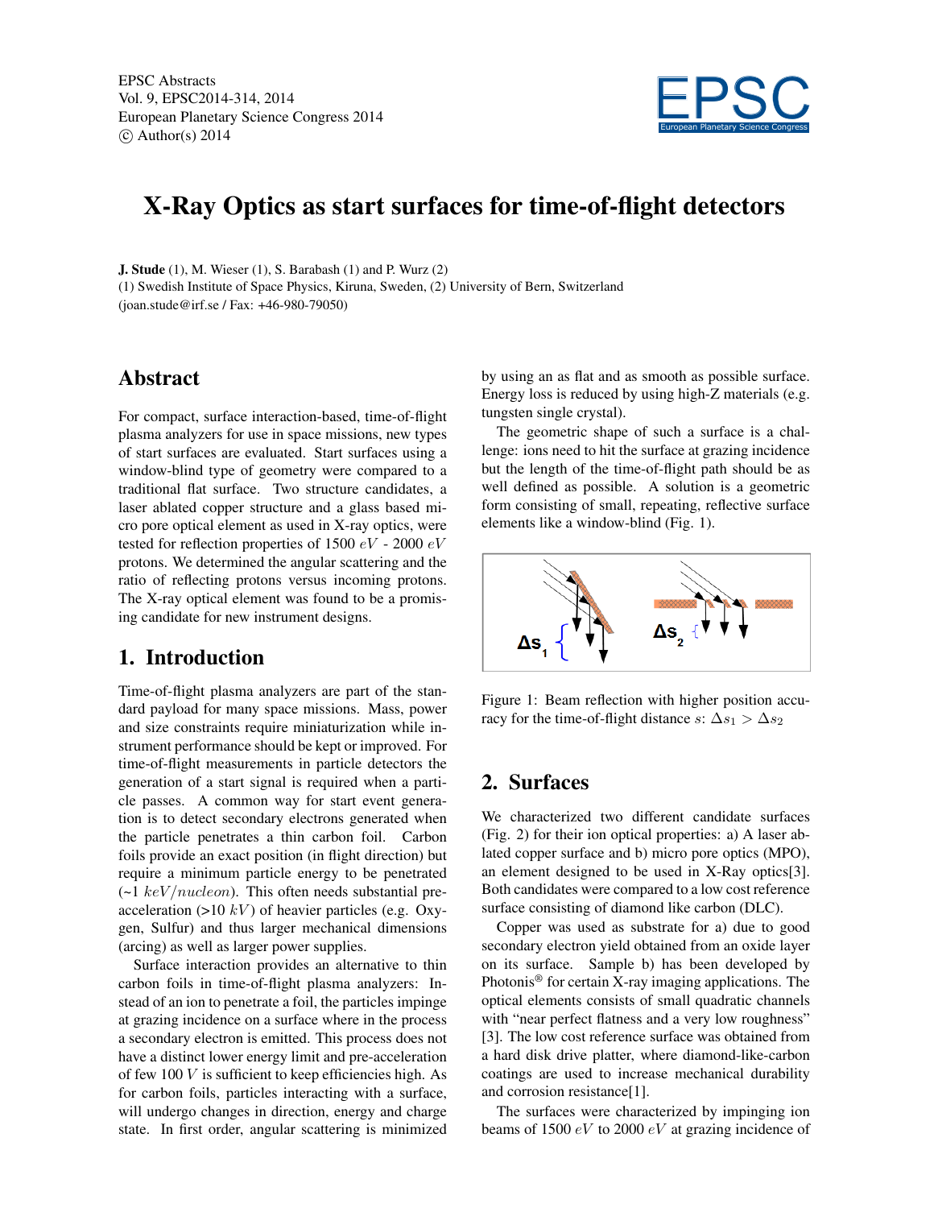# X-Ray Optics as start surfaces for time-of-flight detectors

**J. Stude** (1), M. Wieser (1), S. Barabash (1) and P. Wurz (2)
(1) Swedish Institute of Space Physics, Kiruna, Sweden, (2) University of Bern, Switzerland
(joan.stude@irf.se / Fax: +46-980-79050)

## Abstract

For compact, surface interaction-based, time-of-flight plasma analyzers for use in space missions, new types of start surfaces are evaluated. Start surfaces using a window-blind type of geometry were compared to a traditional flat surface. Two structure candidates, a laser ablated copper structure and a glass based micro pore optical element as used in X-ray optics, were tested for reflection properties of 1500 $eV$ - 2000 $eV$ protons. We determined the angular scattering and the ratio of reflecting protons versus incoming protons. The X-ray optical element was found to be a promising candidate for new instrument designs.

## 1. Introduction

Time-of-flight plasma analyzers are part of the standard payload for many space missions. Mass, power and size constraints require miniaturization while instrument performance should be kept or improved. For time-of-flight measurements in particle detectors the generation of a start signal is required when a particle passes. A common way for start event generation is to detect secondary electrons generated when the particle penetrates a thin carbon foil. Carbon foils provide an exact position (in flight direction) but require a minimum particle energy to be penetrated (~1 $keV/nucleon$). This often needs substantial pre-acceleration (>10 $kV$) of heavier particles (e.g. Oxygen, Sulfur) and thus larger mechanical dimensions (arcing) as well as larger power supplies.

Surface interaction provides an alternative to thin carbon foils in time-of-flight plasma analyzers: Instead of an ion to penetrate a foil, the particles impinge at grazing incidence on a surface where in the process a secondary electron is emitted. This process does not have a distinct lower energy limit and pre-acceleration of few 100 $V$ is sufficient to keep efficiencies high. As for carbon foils, particles interacting with a surface, will undergo changes in direction, energy and charge state. In first order, angular scattering is minimized by using an as flat and as smooth as possible surface. Energy loss is reduced by using high-Z materials (e.g. tungsten single crystal).

The geometric shape of such a surface is a challenge: ions need to hit the surface at grazing incidence but the length of the time-of-flight path should be as well defined as possible. A solution is a geometric form consisting of small, repeating, reflective surface elements like a window-blind (Fig. 1).

Figure 1: Beam reflection with higher position accuracy for the time-of-flight distance $s$: $\Delta s_1 > \Delta s_2$

## 2. Surfaces

We characterized two different candidate surfaces (Fig. 2) for their ion optical properties: a) A laser ablated copper surface and b) micro pore optics (MPO), an element designed to be used in X-Ray optics[3]. Both candidates were compared to a low cost reference surface consisting of diamond like carbon (DLC).

Copper was used as substrate for a) due to good secondary electron yield obtained from an oxide layer on its surface. Sample b) has been developed by Photonis® for certain X-ray imaging applications. The optical elements consists of small quadratic channels with "near perfect flatness and a very low roughness" [3]. The low cost reference surface was obtained from a hard disk drive platter, where diamond-like-carbon coatings are used to increase mechanical durability and corrosion resistance[1].

The surfaces were characterized by impinging ion beams of 1500 $eV$ to 2000 $eV$ at grazing incidence of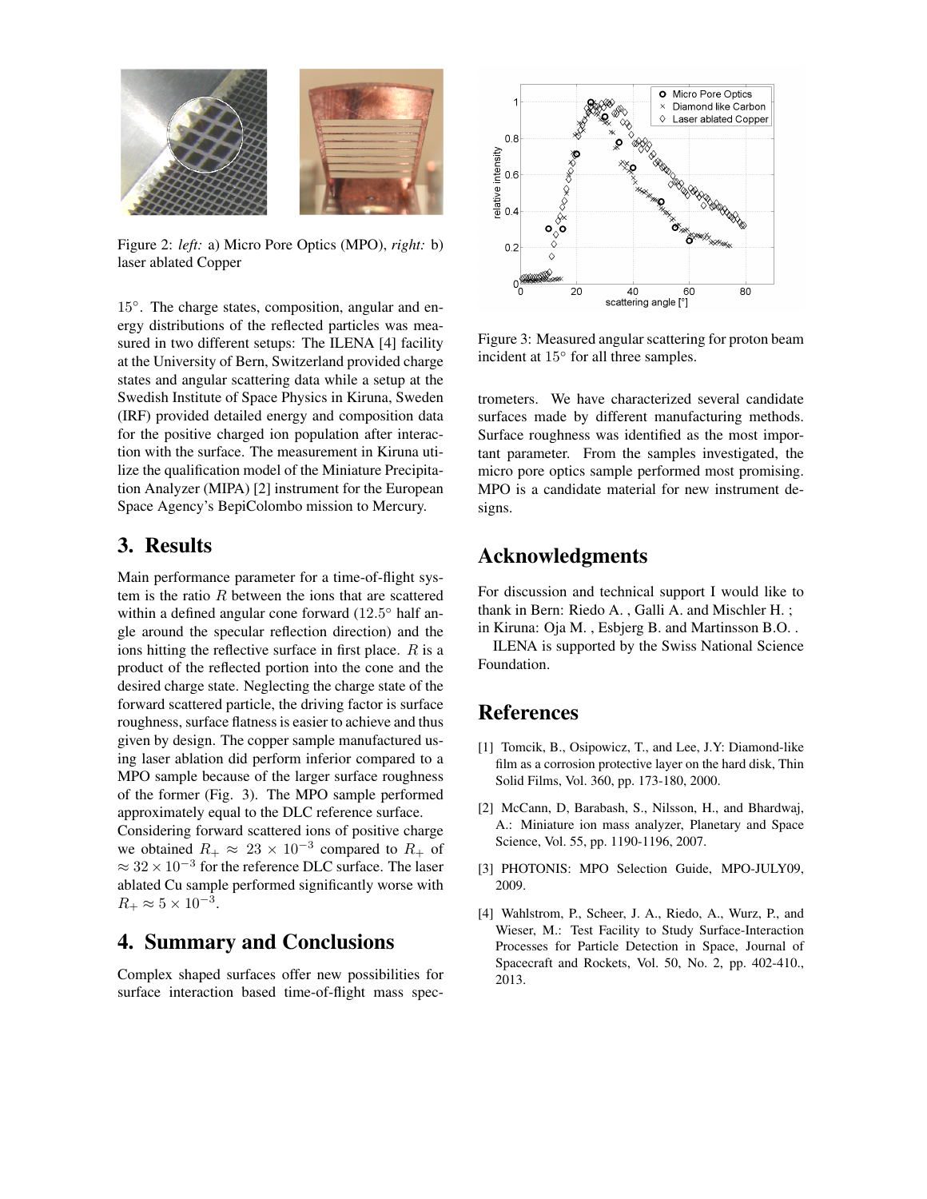Figure 2: *left:* a) Micro Pore Optics (MPO), *right:* b) laser ablated Copper

15°. The charge states, composition, angular and energy distributions of the reflected particles was measured in two different setups: The ILENA [4] facility at the University of Bern, Switzerland provided charge states and angular scattering data while a setup at the Swedish Institute of Space Physics in Kiruna, Sweden (IRF) provided detailed energy and composition data for the positive charged ion population after interaction with the surface. The measurement in Kiruna utilize the qualification model of the Miniature Precipitation Analyzer (MIPA) [2] instrument for the European Space Agency's BepiColombo mission to Mercury.

## 3. Results

Main performance parameter for a time-of-flight system is the ratio $R$ between the ions that are scattered within a defined angular cone forward (12.5° half angle around the specular reflection direction) and the ions hitting the reflective surface in first place. $R$ is a product of the reflected portion into the cone and the desired charge state. Neglecting the charge state of the forward scattered particle, the driving factor is surface roughness, surface flatness is easier to achieve and thus given by design. The copper sample manufactured using laser ablation did perform inferior compared to a MPO sample because of the larger surface roughness of the former (Fig. 3). The MPO sample performed approximately equal to the DLC reference surface. Considering forward scattered ions of positive charge we obtained $R_+ \approx 23 \times 10^{-3}$ compared to $R_+$ of $\approx 32 \times 10^{-3}$ for the reference DLC surface. The laser ablated Cu sample performed significantly worse with $R_+ \approx 5 \times 10^{-3}$.

## 4. Summary and Conclusions

Complex shaped surfaces offer new possibilities for surface interaction based time-of-flight mass spectrometers. We have characterized several candidate surfaces made by different manufacturing methods. Surface roughness was identified as the most important parameter. From the samples investigated, the micro pore optics sample performed most promising. MPO is a candidate material for new instrument designs.

Micro Pore Optics
Diamond like Carbon
Laser ablated Copper
relative intensity
scattering angle [°]
0
0.2
0.4
0.6
0.8
1
0
20
40
60
80

Figure 3: Measured angular scattering for proton beam incident at 15° for all three samples.

## Acknowledgments

For discussion and technical support I would like to thank in Bern: Riedo A. , Galli A. and Mischler H. ; in Kiruna: Oja M. , Esbjerg B. and Martinsson B.O. .

ILENA is supported by the Swiss National Science Foundation.

## References

[1] Tomcik, B., Osipowicz, T., and Lee, J.Y: Diamond-like film as a corrosion protective layer on the hard disk, Thin Solid Films, Vol. 360, pp. 173-180, 2000.

[2] McCann, D, Barabash, S., Nilsson, H., and Bhardwaj, A.: Miniature ion mass analyzer, Planetary and Space Science, Vol. 55, pp. 1190-1196, 2007.

[3] PHOTONIS: MPO Selection Guide, MPO-JULY09, 2009.

[4] Wahlstrom, P., Scheer, J. A., Riedo, A., Wurz, P., and Wieser, M.: Test Facility to Study Surface-Interaction Processes for Particle Detection in Space, Journal of Spacecraft and Rockets, Vol. 50, No. 2, pp. 402-410., 2013.